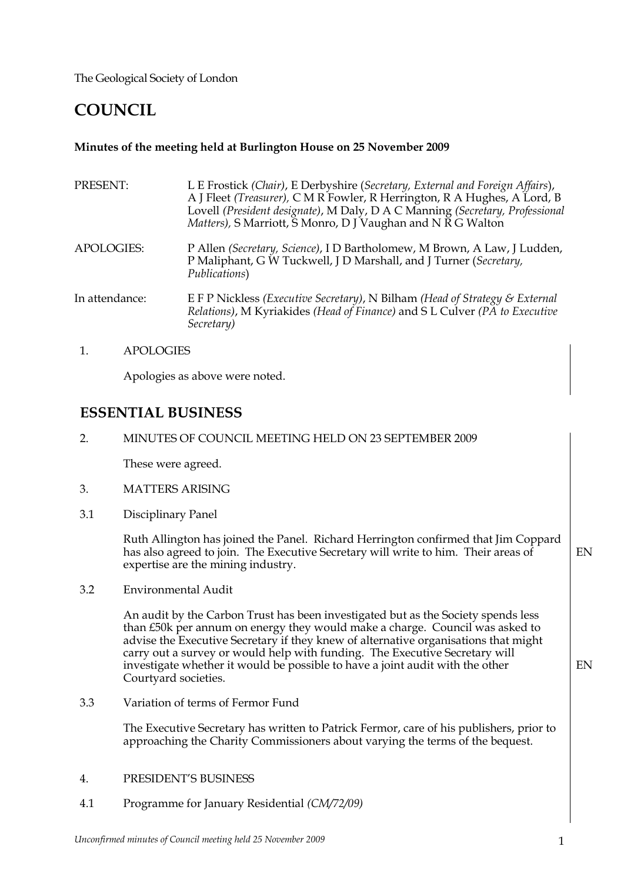The Geological Society of London

# COUNCIL

**Minutes of the meeting held at Burlington House on 25 November 2009**

PRESENT: L E Frostick *(Chair)*, E Derbyshire (*Secretary, External and Foreign Affairs*), A J Fleet *(Treasurer),* C M R Fowler, R Herrington, R A Hughes, A Lord, B Lovell *(President designate)*, M Daly, D A C Manning *(Secretary, Professional Matters),* S Marriott, S Monro, D J Vaughan and N R G Walton

APOLOGIES: P Allen *(Secretary, Science)*, I D Bartholomew, M Brown, A Law, J Ludden, P Maliphant, G W Tuckwell, J D Marshall, and J Turner (*Secretary, Publications*)

In attendance: E F P Nickless *(Executive Secretary)*, N Bilham *(Head of Strategy & External Relations)*, M Kyriakides *(Head of Finance)* and S L Culver *(PA to Executive Secretary)*

1. APOLOGIES

Apologies as above were noted.

## ESSENTIAL BUSINESS

2. MINUTES OF COUNCIL MEETING HELD ON 23 SEPTEMBER 2009

These were agreed.

3. MATTERS ARISING

3.1 Disciplinary Panel

Ruth Allington has joined the Panel. Richard Herrington confirmed that Jim Coppard has also agreed to join. The Executive Secretary will write to him. Their areas of expertise are the mining industry. **EN**

3.2 Environmental Audit

An audit by the Carbon Trust has been investigated but as the Society spends less than £50k per annum on energy they would make a charge. Council was asked to advise the Executive Secretary if they knew of alternative organisations that might carry out a survey or would help with funding. The Executive Secretary will investigate whether it would be possible to have a joint audit with the other Courtyard societies. **EN**

3.3 Variation of terms of Fermor Fund

The Executive Secretary has written to Patrick Fermor, care of his publishers, prior to approaching the Charity Commissioners about varying the terms of the bequest.

4. PRESIDENT'S BUSINESS

4.1 Programme for January Residential *(CM/72/09)*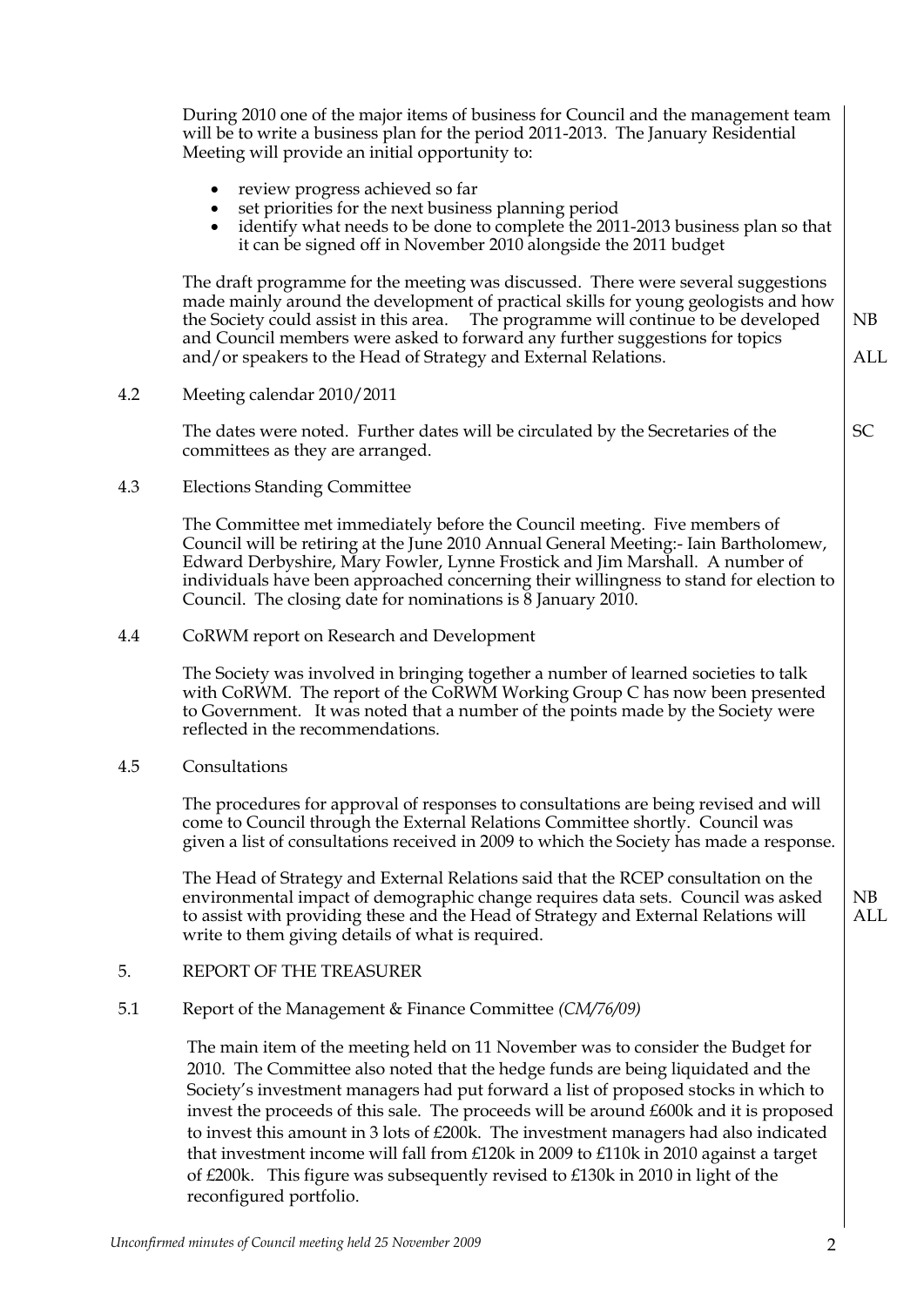During 2010 one of the major items of business for Council and the management team will be to write a business plan for the period 2011-2013. The January Residential Meeting will provide an initial opportunity to:

- review progress achieved so far
- set priorities for the next business planning period
- identify what needs to be done to complete the 2011-2013 business plan so that it can be signed off in November 2010 alongside the 2011 budget

The draft programme for the meeting was discussed. There were several suggestions made mainly around the development of practical skills for young geologists and how the Society could assist in this area. The programme will continue to be developed and Council members were asked to forward any further suggestions for topics and/or speakers to the Head of Strategy and External Relations. **NB** **ALL**

4.2 Meeting calendar 2010/2011

The dates were noted. Further dates will be circulated by the Secretaries of the committees as they are arranged. **SC**

4.3 Elections Standing Committee

The Committee met immediately before the Council meeting. Five members of Council will be retiring at the June 2010 Annual General Meeting:- Iain Bartholomew, Edward Derbyshire, Mary Fowler, Lynne Frostick and Jim Marshall. A number of individuals have been approached concerning their willingness to stand for election to Council. The closing date for nominations is 8 January 2010.

4.4 CoRWM report on Research and Development

The Society was involved in bringing together a number of learned societies to talk with CoRWM. The report of the CoRWM Working Group C has now been presented to Government. It was noted that a number of the points made by the Society were reflected in the recommendations.

4.5 Consultations

The procedures for approval of responses to consultations are being revised and will come to Council through the External Relations Committee shortly. Council was given a list of consultations received in 2009 to which the Society has made a response.

The Head of Strategy and External Relations said that the RCEP consultation on the environmental impact of demographic change requires data sets. Council was asked to assist with providing these and the Head of Strategy and External Relations will write to them giving details of what is required. **NB** **ALL**

5. REPORT OF THE TREASURER

5.1 Report of the Management & Finance Committee *(CM/76/09)*

The main item of the meeting held on 11 November was to consider the Budget for 2010. The Committee also noted that the hedge funds are being liquidated and the Society's investment managers had put forward a list of proposed stocks in which to invest the proceeds of this sale. The proceeds will be around £600k and it is proposed to invest this amount in 3 lots of £200k. The investment managers had also indicated that investment income will fall from £120k in 2009 to £110k in 2010 against a target of £200k. This figure was subsequently revised to £130k in 2010 in light of the reconfigured portfolio.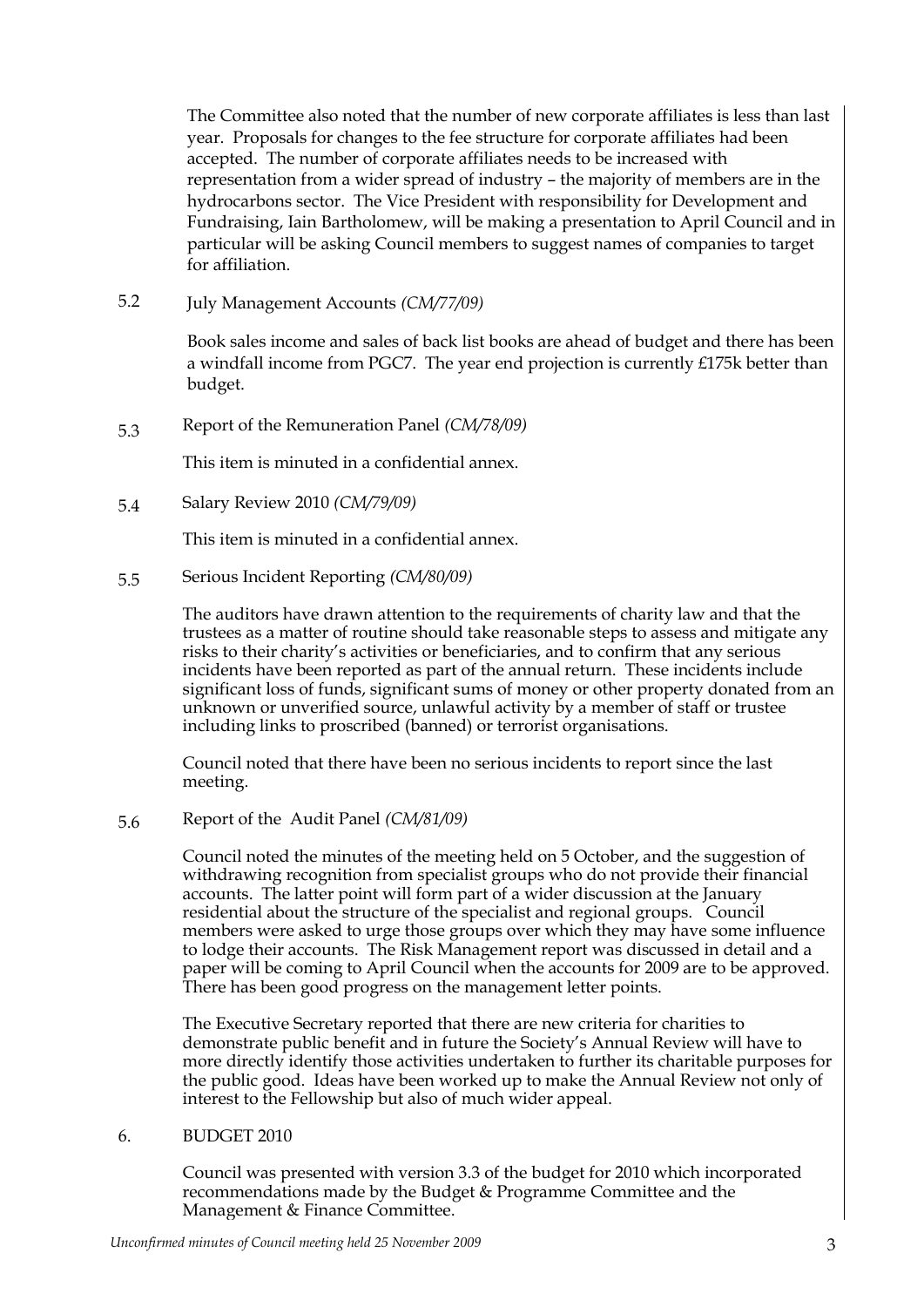The Committee also noted that the number of new corporate affiliates is less than last year. Proposals for changes to the fee structure for corporate affiliates had been accepted. The number of corporate affiliates needs to be increased with representation from a wider spread of industry – the majority of members are in the hydrocarbons sector. The Vice President with responsibility for Development and Fundraising, Iain Bartholomew, will be making a presentation to April Council and in particular will be asking Council members to suggest names of companies to target for affiliation.

5.2 July Management Accounts *(CM/77/09)*

Book sales income and sales of back list books are ahead of budget and there has been a windfall income from PGC7. The year end projection is currently £175k better than budget.

5.3 Report of the Remuneration Panel *(CM/78/09)*

This item is minuted in a confidential annex.

5.4 Salary Review 2010 *(CM/79/09)*

This item is minuted in a confidential annex.

5.5 Serious Incident Reporting *(CM/80/09)*

The auditors have drawn attention to the requirements of charity law and that the trustees as a matter of routine should take reasonable steps to assess and mitigate any risks to their charity's activities or beneficiaries, and to confirm that any serious incidents have been reported as part of the annual return. These incidents include significant loss of funds, significant sums of money or other property donated from an unknown or unverified source, unlawful activity by a member of staff or trustee including links to proscribed (banned) or terrorist organisations.

Council noted that there have been no serious incidents to report since the last meeting.

5.6 Report of the Audit Panel *(CM/81/09)*

Council noted the minutes of the meeting held on 5 October, and the suggestion of withdrawing recognition from specialist groups who do not provide their financial accounts. The latter point will form part of a wider discussion at the January residential about the structure of the specialist and regional groups. Council members were asked to urge those groups over which they may have some influence to lodge their accounts. The Risk Management report was discussed in detail and a paper will be coming to April Council when the accounts for 2009 are to be approved. There has been good progress on the management letter points.

The Executive Secretary reported that there are new criteria for charities to demonstrate public benefit and in future the Society's Annual Review will have to more directly identify those activities undertaken to further its charitable purposes for the public good. Ideas have been worked up to make the Annual Review not only of interest to the Fellowship but also of much wider appeal.

6. BUDGET 2010

Council was presented with version 3.3 of the budget for 2010 which incorporated recommendations made by the Budget & Programme Committee and the Management & Finance Committee.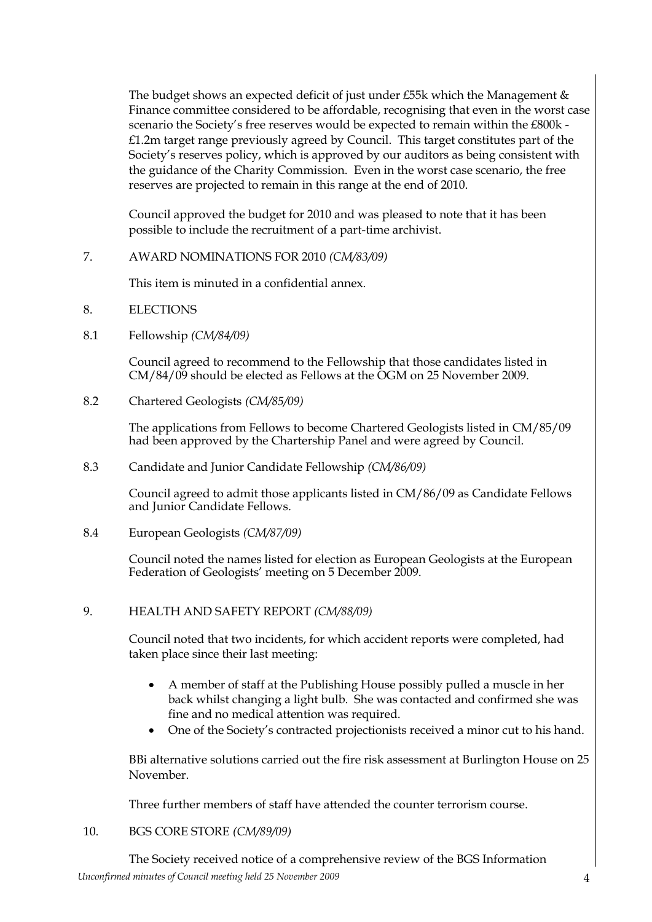The budget shows an expected deficit of just under £55k which the Management & Finance committee considered to be affordable, recognising that even in the worst case scenario the Society's free reserves would be expected to remain within the £800k - £1.2m target range previously agreed by Council. This target constitutes part of the Society's reserves policy, which is approved by our auditors as being consistent with the guidance of the Charity Commission. Even in the worst case scenario, the free reserves are projected to remain in this range at the end of 2010.

Council approved the budget for 2010 and was pleased to note that it has been possible to include the recruitment of a part-time archivist.

## 7. AWARD NOMINATIONS FOR 2010 *(CM/83/09)*

This item is minuted in a confidential annex.

## 8. ELECTIONS

### 8.1 Fellowship *(CM/84/09)*

Council agreed to recommend to the Fellowship that those candidates listed in CM/84/09 should be elected as Fellows at the OGM on 25 November 2009.

### 8.2 Chartered Geologists *(CM/85/09)*

The applications from Fellows to become Chartered Geologists listed in CM/85/09 had been approved by the Chartership Panel and were agreed by Council.

### 8.3 Candidate and Junior Candidate Fellowship *(CM/86/09)*

Council agreed to admit those applicants listed in CM/86/09 as Candidate Fellows and Junior Candidate Fellows.

### 8.4 European Geologists *(CM/87/09)*

Council noted the names listed for election as European Geologists at the European Federation of Geologists' meeting on 5 December 2009.

## 9. HEALTH AND SAFETY REPORT *(CM/88/09)*

Council noted that two incidents, for which accident reports were completed, had taken place since their last meeting:

- A member of staff at the Publishing House possibly pulled a muscle in her back whilst changing a light bulb. She was contacted and confirmed she was fine and no medical attention was required.
- One of the Society's contracted projectionists received a minor cut to his hand.

BBi alternative solutions carried out the fire risk assessment at Burlington House on 25 November.

Three further members of staff have attended the counter terrorism course.

## 10. BGS CORE STORE *(CM/89/09)*

The Society received notice of a comprehensive review of the BGS Information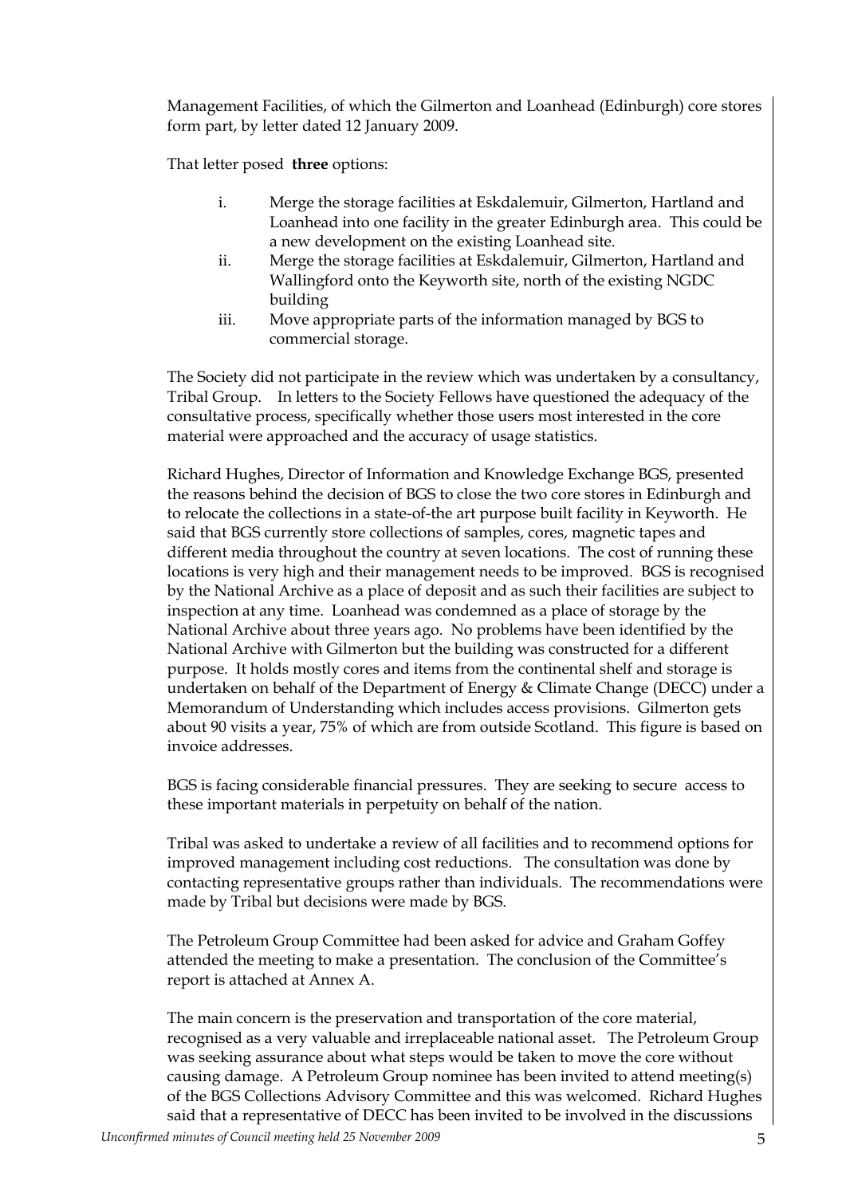Management Facilities, of which the Gilmerton and Loanhead (Edinburgh) core stores form part, by letter dated 12 January 2009.

That letter posed **three** options:

i. Merge the storage facilities at Eskdalemuir, Gilmerton, Hartland and Loanhead into one facility in the greater Edinburgh area. This could be a new development on the existing Loanhead site.

ii. Merge the storage facilities at Eskdalemuir, Gilmerton, Hartland and Wallingford onto the Keyworth site, north of the existing NGDC building

iii. Move appropriate parts of the information managed by BGS to commercial storage.

The Society did not participate in the review which was undertaken by a consultancy, Tribal Group. In letters to the Society Fellows have questioned the adequacy of the consultative process, specifically whether those users most interested in the core material were approached and the accuracy of usage statistics.

Richard Hughes, Director of Information and Knowledge Exchange BGS, presented the reasons behind the decision of BGS to close the two core stores in Edinburgh and to relocate the collections in a state-of-the art purpose built facility in Keyworth. He said that BGS currently store collections of samples, cores, magnetic tapes and different media throughout the country at seven locations. The cost of running these locations is very high and their management needs to be improved. BGS is recognised by the National Archive as a place of deposit and as such their facilities are subject to inspection at any time. Loanhead was condemned as a place of storage by the National Archive about three years ago. No problems have been identified by the National Archive with Gilmerton but the building was constructed for a different purpose. It holds mostly cores and items from the continental shelf and storage is undertaken on behalf of the Department of Energy & Climate Change (DECC) under a Memorandum of Understanding which includes access provisions. Gilmerton gets about 90 visits a year, 75% of which are from outside Scotland. This figure is based on invoice addresses.

BGS is facing considerable financial pressures. They are seeking to secure access to these important materials in perpetuity on behalf of the nation.

Tribal was asked to undertake a review of all facilities and to recommend options for improved management including cost reductions. The consultation was done by contacting representative groups rather than individuals. The recommendations were made by Tribal but decisions were made by BGS.

The Petroleum Group Committee had been asked for advice and Graham Goffey attended the meeting to make a presentation. The conclusion of the Committee's report is attached at Annex A.

The main concern is the preservation and transportation of the core material, recognised as a very valuable and irreplaceable national asset. The Petroleum Group was seeking assurance about what steps would be taken to move the core without causing damage. A Petroleum Group nominee has been invited to attend meeting(s) of the BGS Collections Advisory Committee and this was welcomed. Richard Hughes said that a representative of DECC has been invited to be involved in the discussions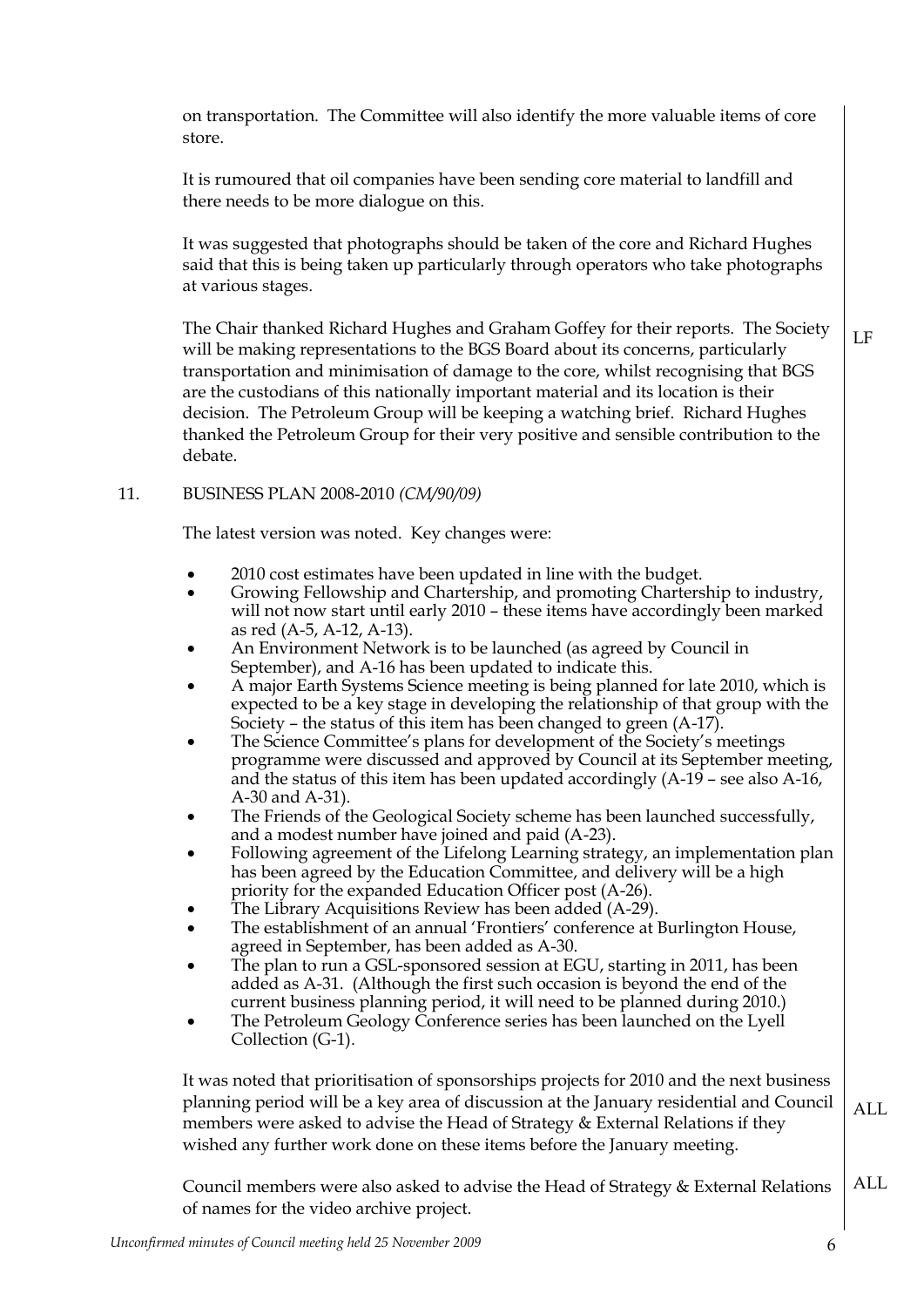on transportation. The Committee will also identify the more valuable items of core store.

It is rumoured that oil companies have been sending core material to landfill and there needs to be more dialogue on this.

It was suggested that photographs should be taken of the core and Richard Hughes said that this is being taken up particularly through operators who take photographs at various stages.

The Chair thanked Richard Hughes and Graham Goffey for their reports. The Society will be making representations to the BGS Board about its concerns, particularly transportation and minimisation of damage to the core, whilst recognising that BGS are the custodians of this nationally important material and its location is their decision. The Petroleum Group will be keeping a watching brief. Richard Hughes thanked the Petroleum Group for their very positive and sensible contribution to the debate. **LF**

## 11. BUSINESS PLAN 2008-2010 *(CM/90/09)*

The latest version was noted. Key changes were:

- 2010 cost estimates have been updated in line with the budget.
- Growing Fellowship and Chartership, and promoting Chartership to industry, will not now start until early 2010 – these items have accordingly been marked as red (A-5, A-12, A-13).
- An Environment Network is to be launched (as agreed by Council in September), and A-16 has been updated to indicate this.
- A major Earth Systems Science meeting is being planned for late 2010, which is expected to be a key stage in developing the relationship of that group with the Society – the status of this item has been changed to green (A-17).
- The Science Committee's plans for development of the Society's meetings programme were discussed and approved by Council at its September meeting, and the status of this item has been updated accordingly (A-19 – see also A-16, A-30 and A-31).
- The Friends of the Geological Society scheme has been launched successfully, and a modest number have joined and paid (A-23).
- Following agreement of the Lifelong Learning strategy, an implementation plan has been agreed by the Education Committee, and delivery will be a high priority for the expanded Education Officer post (A-26).
- The Library Acquisitions Review has been added (A-29).
- The establishment of an annual 'Frontiers' conference at Burlington House, agreed in September, has been added as A-30.
- The plan to run a GSL-sponsored session at EGU, starting in 2011, has been added as A-31. (Although the first such occasion is beyond the end of the current business planning period, it will need to be planned during 2010.)
- The Petroleum Geology Conference series has been launched on the Lyell Collection (G-1).

It was noted that prioritisation of sponsorships projects for 2010 and the next business planning period will be a key area of discussion at the January residential and Council members were asked to advise the Head of Strategy & External Relations if they wished any further work done on these items before the January meeting. **ALL**

Council members were also asked to advise the Head of Strategy & External Relations of names for the video archive project. **ALL**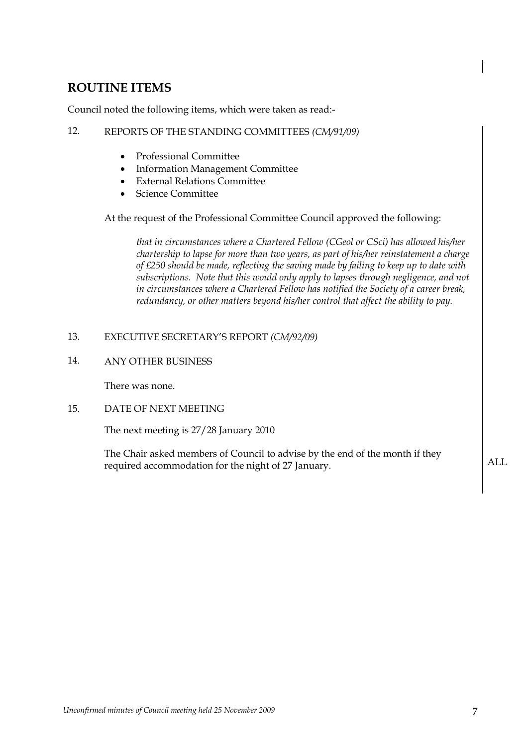## ROUTINE ITEMS

Council noted the following items, which were taken as read:-

12. REPORTS OF THE STANDING COMMITTEES *(CM/91/09)*

- Professional Committee
- Information Management Committee
- External Relations Committee
- Science Committee

At the request of the Professional Committee Council approved the following:

> *that in circumstances where a Chartered Fellow (CGeol or CSci) has allowed his/her chartership to lapse for more than two years, as part of his/her reinstatement a charge of £250 should be made, reflecting the saving made by failing to keep up to date with subscriptions. Note that this would only apply to lapses through negligence, and not in circumstances where a Chartered Fellow has notified the Society of a career break, redundancy, or other matters beyond his/her control that affect the ability to pay.*

13. EXECUTIVE SECRETARY'S REPORT *(CM/92/09)*

14. ANY OTHER BUSINESS

There was none.

15. DATE OF NEXT MEETING

The next meeting is 27/28 January 2010

The Chair asked members of Council to advise by the end of the month if they required accommodation for the night of 27 January. ALL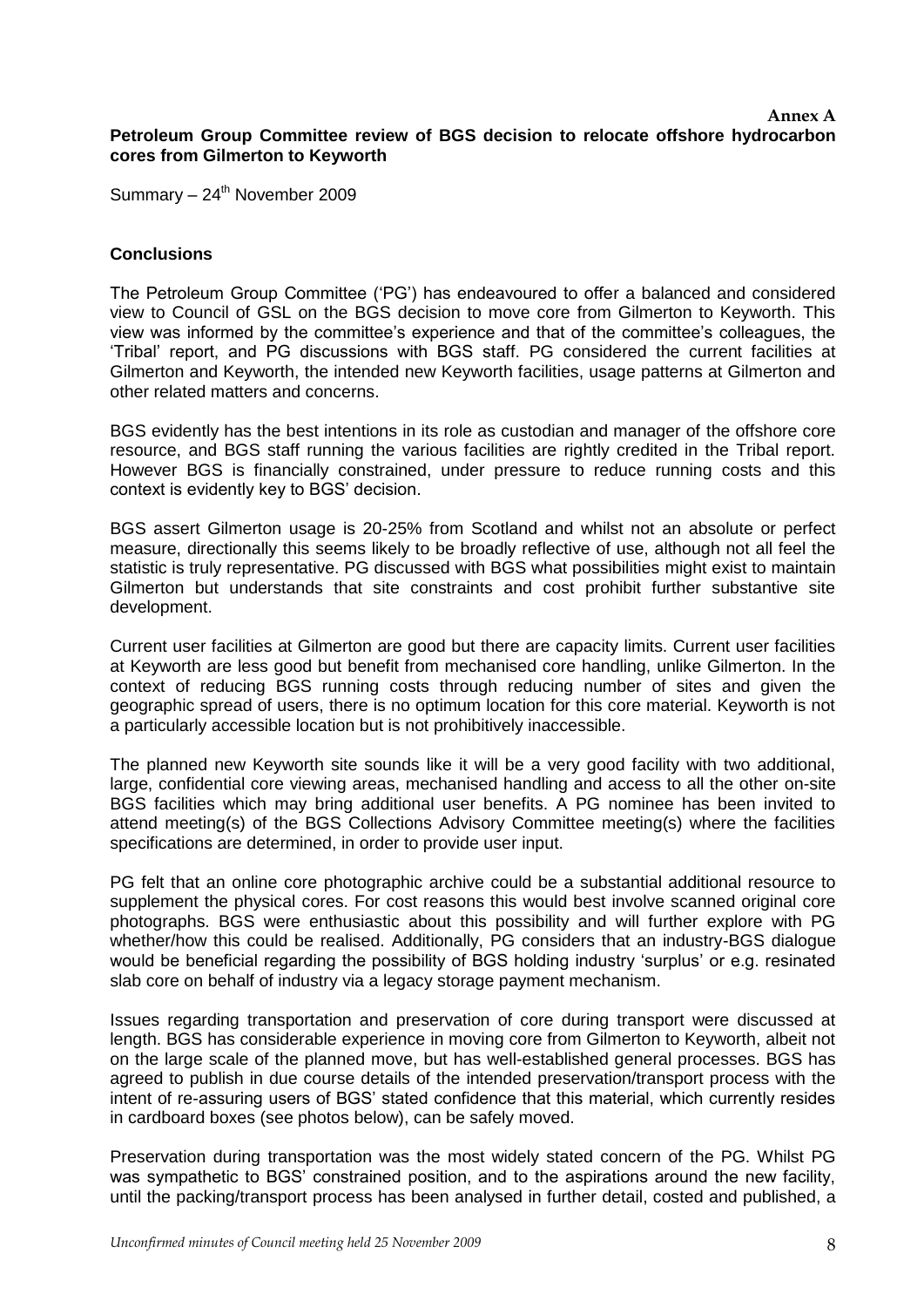**Annex A**

**Petroleum Group Committee review of BGS decision to relocate offshore hydrocarbon cores from Gilmerton to Keyworth**

Summary – 24th November 2009

**Conclusions**

The Petroleum Group Committee ('PG') has endeavoured to offer a balanced and considered view to Council of GSL on the BGS decision to move core from Gilmerton to Keyworth. This view was informed by the committee's experience and that of the committee's colleagues, the 'Tribal' report, and PG discussions with BGS staff. PG considered the current facilities at Gilmerton and Keyworth, the intended new Keyworth facilities, usage patterns at Gilmerton and other related matters and concerns.

BGS evidently has the best intentions in its role as custodian and manager of the offshore core resource, and BGS staff running the various facilities are rightly credited in the Tribal report. However BGS is financially constrained, under pressure to reduce running costs and this context is evidently key to BGS' decision.

BGS assert Gilmerton usage is 20-25% from Scotland and whilst not an absolute or perfect measure, directionally this seems likely to be broadly reflective of use, although not all feel the statistic is truly representative. PG discussed with BGS what possibilities might exist to maintain Gilmerton but understands that site constraints and cost prohibit further substantive site development.

Current user facilities at Gilmerton are good but there are capacity limits. Current user facilities at Keyworth are less good but benefit from mechanised core handling, unlike Gilmerton. In the context of reducing BGS running costs through reducing number of sites and given the geographic spread of users, there is no optimum location for this core material. Keyworth is not a particularly accessible location but is not prohibitively inaccessible.

The planned new Keyworth site sounds like it will be a very good facility with two additional, large, confidential core viewing areas, mechanised handling and access to all the other on-site BGS facilities which may bring additional user benefits. A PG nominee has been invited to attend meeting(s) of the BGS Collections Advisory Committee meeting(s) where the facilities specifications are determined, in order to provide user input.

PG felt that an online core photographic archive could be a substantial additional resource to supplement the physical cores. For cost reasons this would best involve scanned original core photographs. BGS were enthusiastic about this possibility and will further explore with PG whether/how this could be realised. Additionally, PG considers that an industry-BGS dialogue would be beneficial regarding the possibility of BGS holding industry 'surplus' or e.g. resinated slab core on behalf of industry via a legacy storage payment mechanism.

Issues regarding transportation and preservation of core during transport were discussed at length. BGS has considerable experience in moving core from Gilmerton to Keyworth, albeit not on the large scale of the planned move, but has well-established general processes. BGS has agreed to publish in due course details of the intended preservation/transport process with the intent of re-assuring users of BGS' stated confidence that this material, which currently resides in cardboard boxes (see photos below), can be safely moved.

Preservation during transportation was the most widely stated concern of the PG. Whilst PG was sympathetic to BGS' constrained position, and to the aspirations around the new facility, until the packing/transport process has been analysed in further detail, costed and published, a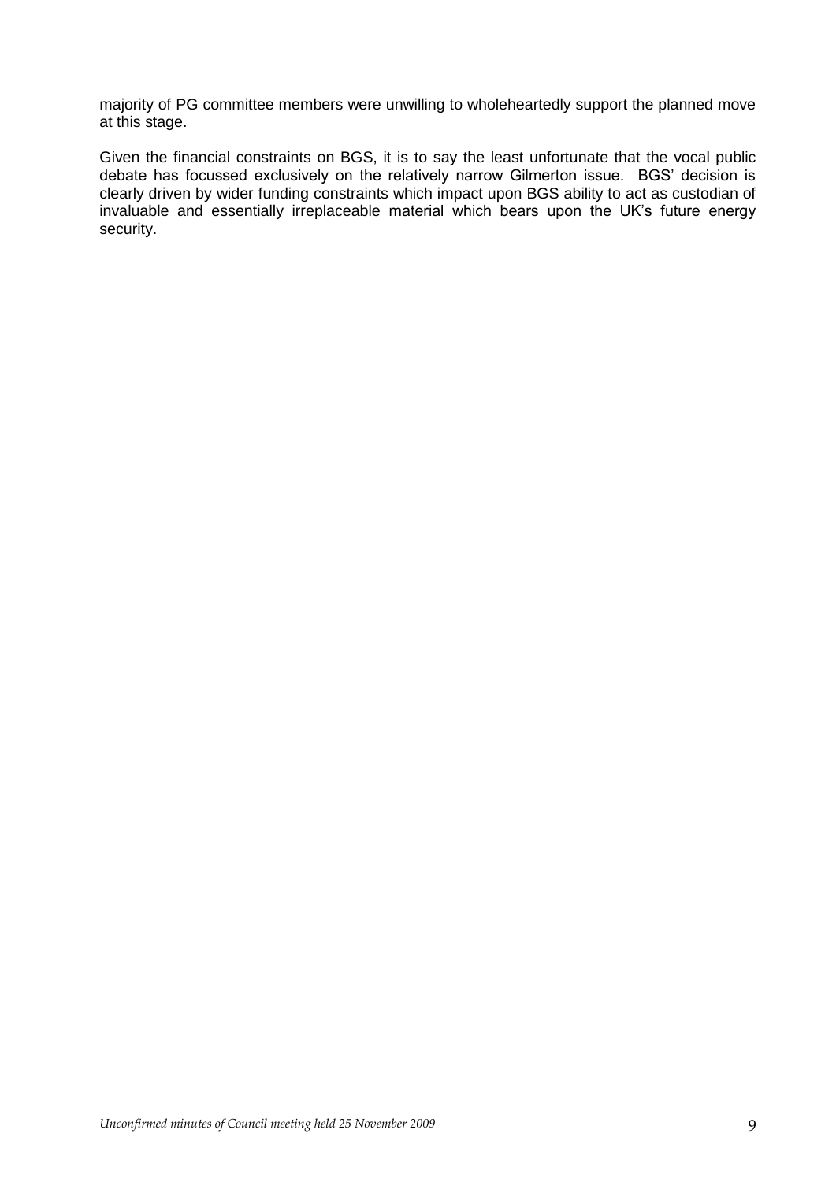majority of PG committee members were unwilling to wholeheartedly support the planned move at this stage.

Given the financial constraints on BGS, it is to say the least unfortunate that the vocal public debate has focussed exclusively on the relatively narrow Gilmerton issue. BGS' decision is clearly driven by wider funding constraints which impact upon BGS ability to act as custodian of invaluable and essentially irreplaceable material which bears upon the UK's future energy security.